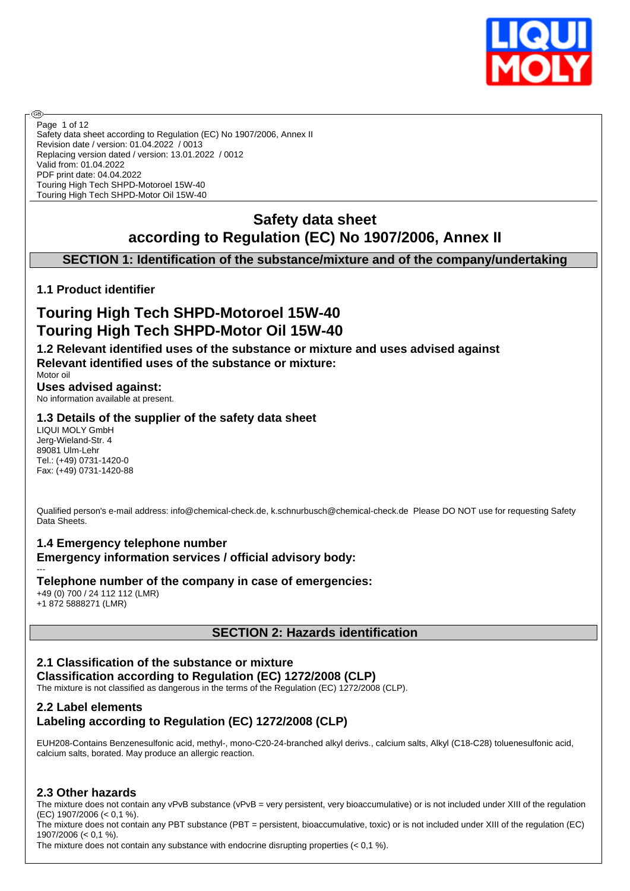Safety data sheet according to Regulation (EC) No 1907/2006, Annex II
Revision date / version: 01.04.2022 / 0013
Replacing version dated / version: 13.01.2022 / 0012
Valid from: 01.04.2022
PDF print date: 04.04.2022
Touring High Tech SHPD-Motoroel 15W-40
Touring High Tech SHPD-Motor Oil 15W-40

# Safety data sheet
# according to Regulation (EC) No 1907/2006, Annex II

## SECTION 1: Identification of the substance/mixture and of the company/undertaking

### 1.1 Product identifier

## Touring High Tech SHPD-Motoroel 15W-40
## Touring High Tech SHPD-Motor Oil 15W-40

### 1.2 Relevant identified uses of the substance or mixture and uses advised against

**Relevant identified uses of the substance or mixture:**

Motor oil

**Uses advised against:**

No information available at present.

### 1.3 Details of the supplier of the safety data sheet

LIQUI MOLY GmbH
Jerg-Wieland-Str. 4
89081 Ulm-Lehr
Tel.: (+49) 0731-1420-0
Fax: (+49) 0731-1420-88

Qualified person's e-mail address: info@chemical-check.de, k.schnurbusch@chemical-check.de Please DO NOT use for requesting Safety Data Sheets.

### 1.4 Emergency telephone number

**Emergency information services / official advisory body:**

---

**Telephone number of the company in case of emergencies:**

+49 (0) 700 / 24 112 112 (LMR)
+1 872 5888271 (LMR)

## SECTION 2: Hazards identification

### 2.1 Classification of the substance or mixture

**Classification according to Regulation (EC) 1272/2008 (CLP)**

The mixture is not classified as dangerous in the terms of the Regulation (EC) 1272/2008 (CLP).

### 2.2 Label elements

**Labeling according to Regulation (EC) 1272/2008 (CLP)**

EUH208-Contains Benzenesulfonic acid, methyl-, mono-C20-24-branched alkyl derivs., calcium salts, Alkyl (C18-C28) toluenesulfonic acid, calcium salts, borated. May produce an allergic reaction.

### 2.3 Other hazards

The mixture does not contain any vPvB substance (vPvB = very persistent, very bioaccumulative) or is not included under XIII of the regulation (EC) 1907/2006 (< 0,1 %).
The mixture does not contain any PBT substance (PBT = persistent, bioaccumulative, toxic) or is not included under XIII of the regulation (EC) 1907/2006 (< 0,1 %).
The mixture does not contain any substance with endocrine disrupting properties (< 0,1 %).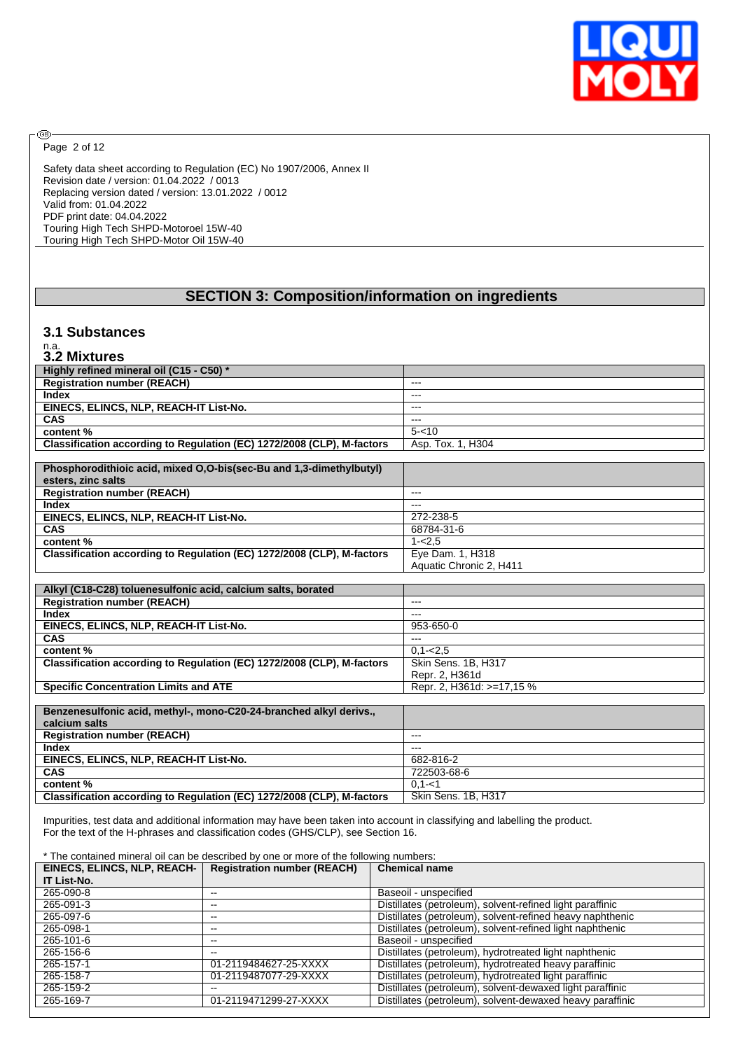Safety data sheet according to Regulation (EC) No 1907/2006, Annex II
Revision date / version: 01.04.2022 / 0013
Replacing version dated / version: 13.01.2022 / 0012
Valid from: 01.04.2022
PDF print date: 04.04.2022
Touring High Tech SHPD-Motoroel 15W-40
Touring High Tech SHPD-Motor Oil 15W-40

## SECTION 3: Composition/information on ingredients

### 3.1 Substances

n.a.

### 3.2 Mixtures

| Highly refined mineral oil (C15 - C50) * | |
|---|---|
| Registration number (REACH) | --- |
| Index | --- |
| EINECS, ELINCS, NLP, REACH-IT List-No. | --- |
| CAS | --- |
| content % | 5-<10 |
| Classification according to Regulation (EC) 1272/2008 (CLP), M-factors | Asp. Tox. 1, H304 |

| Phosphorodithioic acid, mixed O,O-bis(sec-Bu and 1,3-dimethylbutyl) esters, zinc salts | |
|---|---|
| Registration number (REACH) | --- |
| Index | --- |
| EINECS, ELINCS, NLP, REACH-IT List-No. | 272-238-5 |
| CAS | 68784-31-6 |
| content % | 1-<2,5 |
| Classification according to Regulation (EC) 1272/2008 (CLP), M-factors | Eye Dam. 1, H318<br>Aquatic Chronic 2, H411 |

| Alkyl (C18-C28) toluenesulfonic acid, calcium salts, borated | |
|---|---|
| Registration number (REACH) | --- |
| Index | --- |
| EINECS, ELINCS, NLP, REACH-IT List-No. | 953-650-0 |
| CAS | --- |
| content % | 0,1-<2,5 |
| Classification according to Regulation (EC) 1272/2008 (CLP), M-factors | Skin Sens. 1B, H317<br>Repr. 2, H361d |
| Specific Concentration Limits and ATE | Repr. 2, H361d: >=17,15 % |

| Benzenesulfonic acid, methyl-, mono-C20-24-branched alkyl derivs., calcium salts | |
|---|---|
| Registration number (REACH) | --- |
| Index | --- |
| EINECS, ELINCS, NLP, REACH-IT List-No. | 682-816-2 |
| CAS | 722503-68-6 |
| content % | 0,1-<1 |
| Classification according to Regulation (EC) 1272/2008 (CLP), M-factors | Skin Sens. 1B, H317 |

Impurities, test data and additional information may have been taken into account in classifying and labelling the product.
For the text of the H-phrases and classification codes (GHS/CLP), see Section 16.

* The contained mineral oil can be described by one or more of the following numbers:

| EINECS, ELINCS, NLP, REACH-IT List-No. | Registration number (REACH) | Chemical name |
|---|---|---|
| 265-090-8 | -- | Baseoil - unspecified |
| 265-091-3 | -- | Distillates (petroleum), solvent-refined light paraffinic |
| 265-097-6 | -- | Distillates (petroleum), solvent-refined heavy naphthenic |
| 265-098-1 | -- | Distillates (petroleum), solvent-refined light naphthenic |
| 265-101-6 | -- | Baseoil - unspecified |
| 265-156-6 | -- | Distillates (petroleum), hydrotreated light naphthenic |
| 265-157-1 | 01-2119484627-25-XXXX | Distillates (petroleum), hydrotreated heavy paraffinic |
| 265-158-7 | 01-2119487077-29-XXXX | Distillates (petroleum), hydrotreated light paraffinic |
| 265-159-2 | -- | Distillates (petroleum), solvent-dewaxed light paraffinic |
| 265-169-7 | 01-2119471299-27-XXXX | Distillates (petroleum), solvent-dewaxed heavy paraffinic |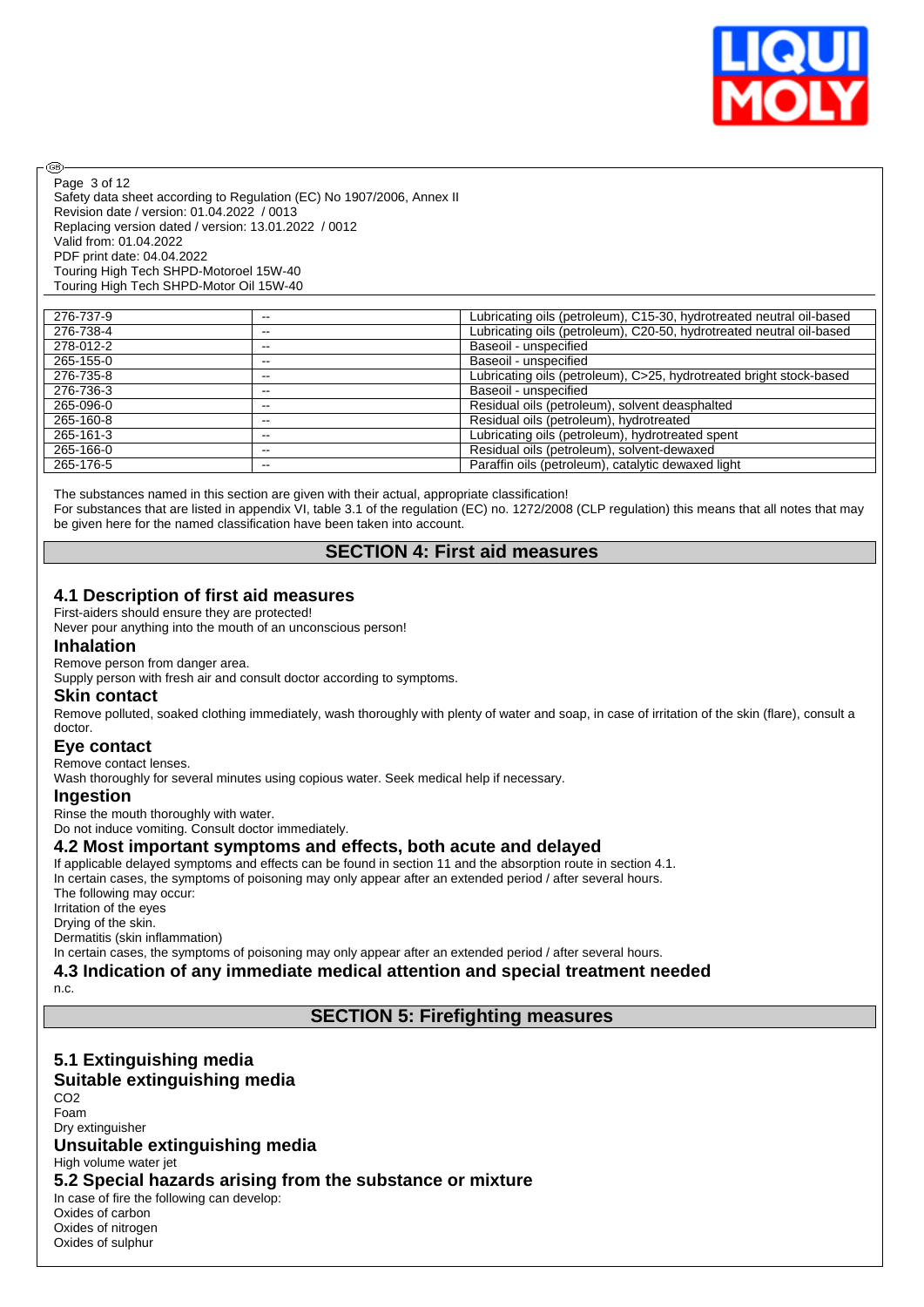| 276-737-9 | -- | Lubricating oils (petroleum), C15-30, hydrotreated neutral oil-based |
|---|---|---|
| 276-738-4 | -- | Lubricating oils (petroleum), C20-50, hydrotreated neutral oil-based |
| 278-012-2 | -- | Baseoil - unspecified |
| 265-155-0 | -- | Baseoil - unspecified |
| 276-735-8 | -- | Lubricating oils (petroleum), C>25, hydrotreated bright stock-based |
| 276-736-3 | -- | Baseoil - unspecified |
| 265-096-0 | -- | Residual oils (petroleum), solvent deasphalted |
| 265-160-8 | -- | Residual oils (petroleum), hydrotreated |
| 265-161-3 | -- | Lubricating oils (petroleum), hydrotreated spent |
| 265-166-0 | -- | Residual oils (petroleum), solvent-dewaxed |
| 265-176-5 | -- | Paraffin oils (petroleum), catalytic dewaxed light |

The substances named in this section are given with their actual, appropriate classification!
For substances that are listed in appendix VI, table 3.1 of the regulation (EC) no. 1272/2008 (CLP regulation) this means that all notes that may be given here for the named classification have been taken into account.

## SECTION 4: First aid measures

### 4.1 Description of first aid measures

First-aiders should ensure they are protected!
Never pour anything into the mouth of an unconscious person!

#### Inhalation

Remove person from danger area.
Supply person with fresh air and consult doctor according to symptoms.

#### Skin contact

Remove polluted, soaked clothing immediately, wash thoroughly with plenty of water and soap, in case of irritation of the skin (flare), consult a doctor.

#### Eye contact

Remove contact lenses.
Wash thoroughly for several minutes using copious water. Seek medical help if necessary.

#### Ingestion

Rinse the mouth thoroughly with water.
Do not induce vomiting. Consult doctor immediately.

### 4.2 Most important symptoms and effects, both acute and delayed

If applicable delayed symptoms and effects can be found in section 11 and the absorption route in section 4.1.
In certain cases, the symptoms of poisoning may only appear after an extended period / after several hours.
The following may occur:
Irritation of the eyes
Drying of the skin.
Dermatitis (skin inflammation)
In certain cases, the symptoms of poisoning may only appear after an extended period / after several hours.

### 4.3 Indication of any immediate medical attention and special treatment needed

n.c.

## SECTION 5: Firefighting measures

### 5.1 Extinguishing media

#### Suitable extinguishing media

$CO_2$
Foam
Dry extinguisher

#### Unsuitable extinguishing media

High volume water jet

### 5.2 Special hazards arising from the substance or mixture

In case of fire the following can develop:
Oxides of carbon
Oxides of nitrogen
Oxides of sulphur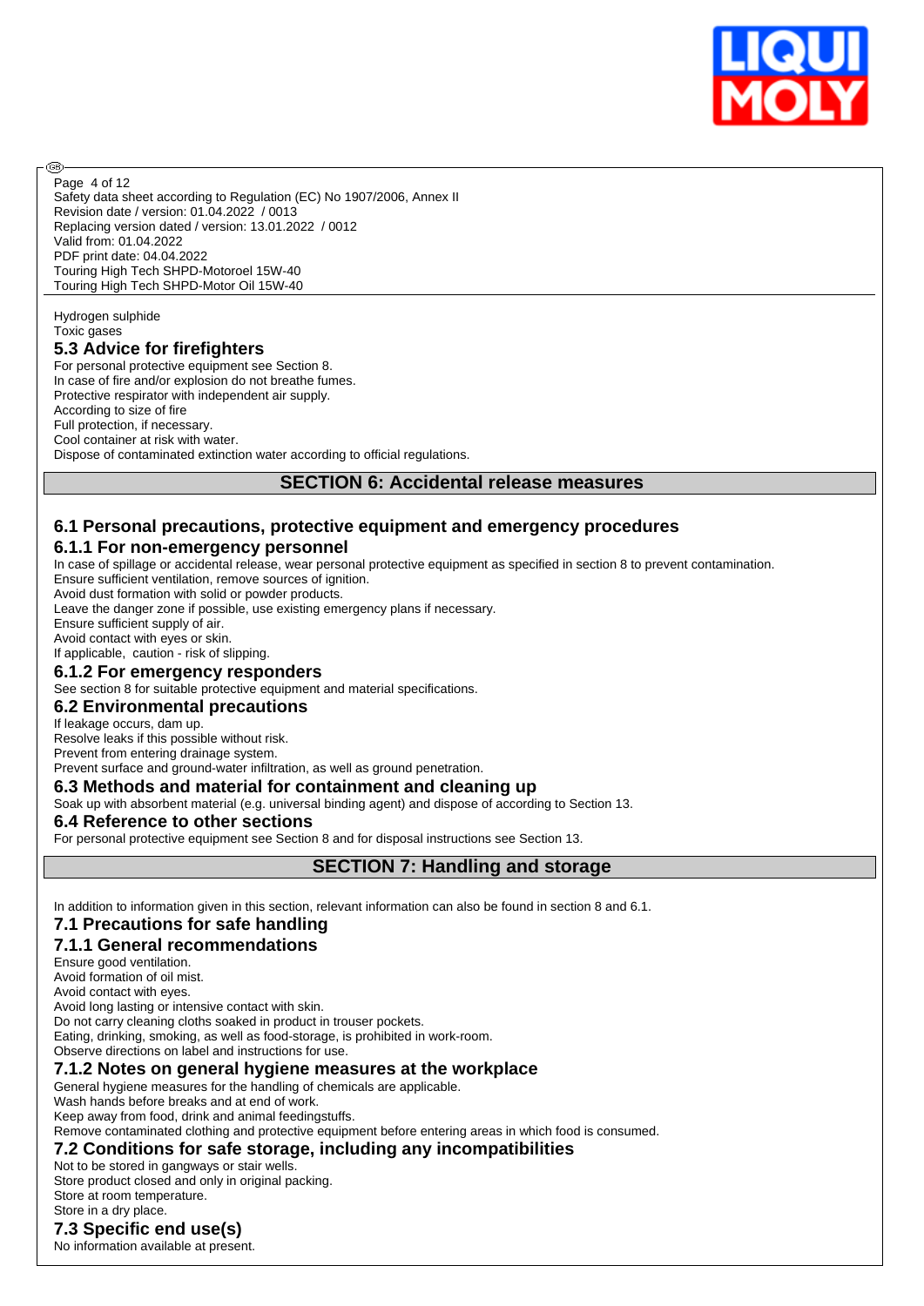Hydrogen sulphide
Toxic gases

### 5.3 Advice for firefighters

For personal protective equipment see Section 8.
In case of fire and/or explosion do not breathe fumes.
Protective respirator with independent air supply.
According to size of fire
Full protection, if necessary.
Cool container at risk with water.
Dispose of contaminated extinction water according to official regulations.

## SECTION 6: Accidental release measures

### 6.1 Personal precautions, protective equipment and emergency procedures

#### 6.1.1 For non-emergency personnel

In case of spillage or accidental release, wear personal protective equipment as specified in section 8 to prevent contamination.
Ensure sufficient ventilation, remove sources of ignition.
Avoid dust formation with solid or powder products.
Leave the danger zone if possible, use existing emergency plans if necessary.
Ensure sufficient supply of air.
Avoid contact with eyes or skin.
If applicable, caution - risk of slipping.

#### 6.1.2 For emergency responders

See section 8 for suitable protective equipment and material specifications.

### 6.2 Environmental precautions

If leakage occurs, dam up.
Resolve leaks if this possible without risk.
Prevent from entering drainage system.
Prevent surface and ground-water infiltration, as well as ground penetration.

### 6.3 Methods and material for containment and cleaning up

Soak up with absorbent material (e.g. universal binding agent) and dispose of according to Section 13.

### 6.4 Reference to other sections

For personal protective equipment see Section 8 and for disposal instructions see Section 13.

## SECTION 7: Handling and storage

In addition to information given in this section, relevant information can also be found in section 8 and 6.1.

### 7.1 Precautions for safe handling

#### 7.1.1 General recommendations

Ensure good ventilation.
Avoid formation of oil mist.
Avoid contact with eyes.
Avoid long lasting or intensive contact with skin.
Do not carry cleaning cloths soaked in product in trouser pockets.
Eating, drinking, smoking, as well as food-storage, is prohibited in work-room.
Observe directions on label and instructions for use.

#### 7.1.2 Notes on general hygiene measures at the workplace

General hygiene measures for the handling of chemicals are applicable.
Wash hands before breaks and at end of work.
Keep away from food, drink and animal feedingstuffs.
Remove contaminated clothing and protective equipment before entering areas in which food is consumed.

### 7.2 Conditions for safe storage, including any incompatibilities

Not to be stored in gangways or stair wells.
Store product closed and only in original packing.
Store at room temperature.
Store in a dry place.

### 7.3 Specific end use(s)

No information available at present.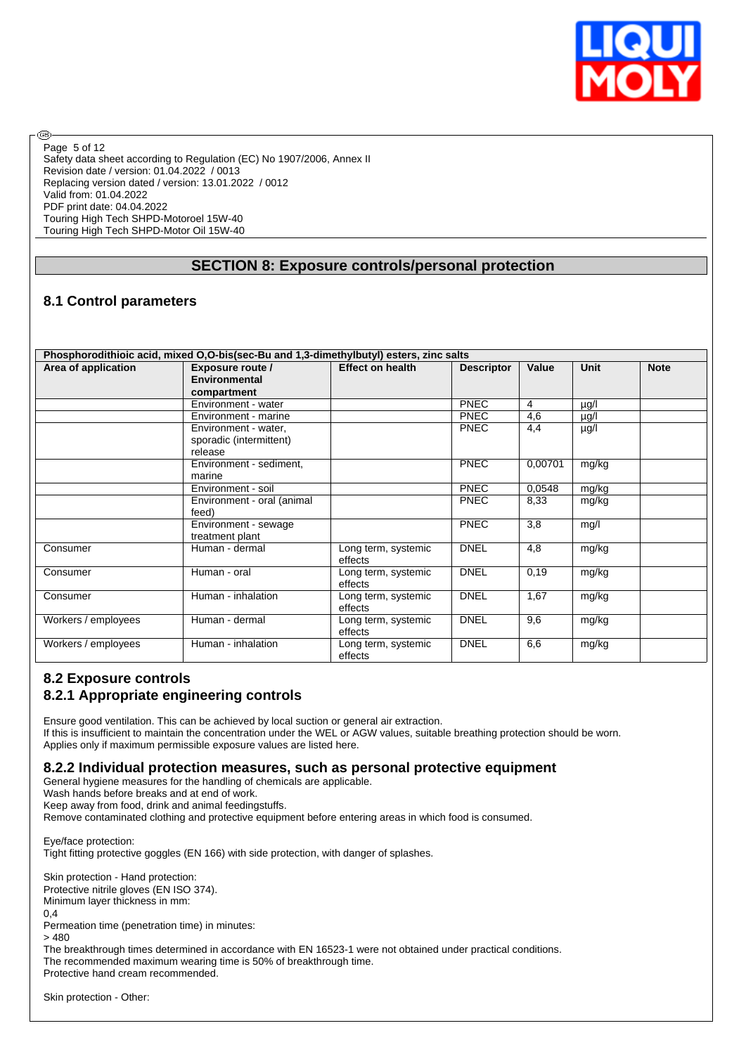## SECTION 8: Exposure controls/personal protection

### 8.1 Control parameters

| Phosphorodithioic acid, mixed O,O-bis(sec-Bu and 1,3-dimethylbutyl) esters, zinc salts | | | | | | |
|---|---|---|---|---|---|---|
| **Area of application** | **Exposure route / Environmental compartment** | **Effect on health** | **Descriptor** | **Value** | **Unit** | **Note** |
| | Environment - water | | PNEC | 4 | µg/l | |
| | Environment - marine | | PNEC | 4,6 | µg/l | |
| | Environment - water, sporadic (intermittent) release | | PNEC | 4,4 | µg/l | |
| | Environment - sediment, marine | | PNEC | 0,00701 | mg/kg | |
| | Environment - soil | | PNEC | 0,0548 | mg/kg | |
| | Environment - oral (animal feed) | | PNEC | 8,33 | mg/kg | |
| | Environment - sewage treatment plant | | PNEC | 3,8 | mg/l | |
| Consumer | Human - dermal | Long term, systemic effects | DNEL | 4,8 | mg/kg | |
| Consumer | Human - oral | Long term, systemic effects | DNEL | 0,19 | mg/kg | |
| Consumer | Human - inhalation | Long term, systemic effects | DNEL | 1,67 | mg/kg | |
| Workers / employees | Human - dermal | Long term, systemic effects | DNEL | 9,6 | mg/kg | |
| Workers / employees | Human - inhalation | Long term, systemic effects | DNEL | 6,6 | mg/kg | |

### 8.2 Exposure controls

### 8.2.1 Appropriate engineering controls

Ensure good ventilation. This can be achieved by local suction or general air extraction.
If this is insufficient to maintain the concentration under the WEL or AGW values, suitable breathing protection should be worn.
Applies only if maximum permissible exposure values are listed here.

### 8.2.2 Individual protection measures, such as personal protective equipment

General hygiene measures for the handling of chemicals are applicable.
Wash hands before breaks and at end of work.
Keep away from food, drink and animal feedingstuffs.
Remove contaminated clothing and protective equipment before entering areas in which food is consumed.

Eye/face protection:
Tight fitting protective goggles (EN 166) with side protection, with danger of splashes.

Skin protection - Hand protection:
Protective nitrile gloves (EN ISO 374).
Minimum layer thickness in mm:
0,4
Permeation time (penetration time) in minutes:
> 480
The breakthrough times determined in accordance with EN 16523-1 were not obtained under practical conditions.
The recommended maximum wearing time is 50% of breakthrough time.
Protective hand cream recommended.

Skin protection - Other: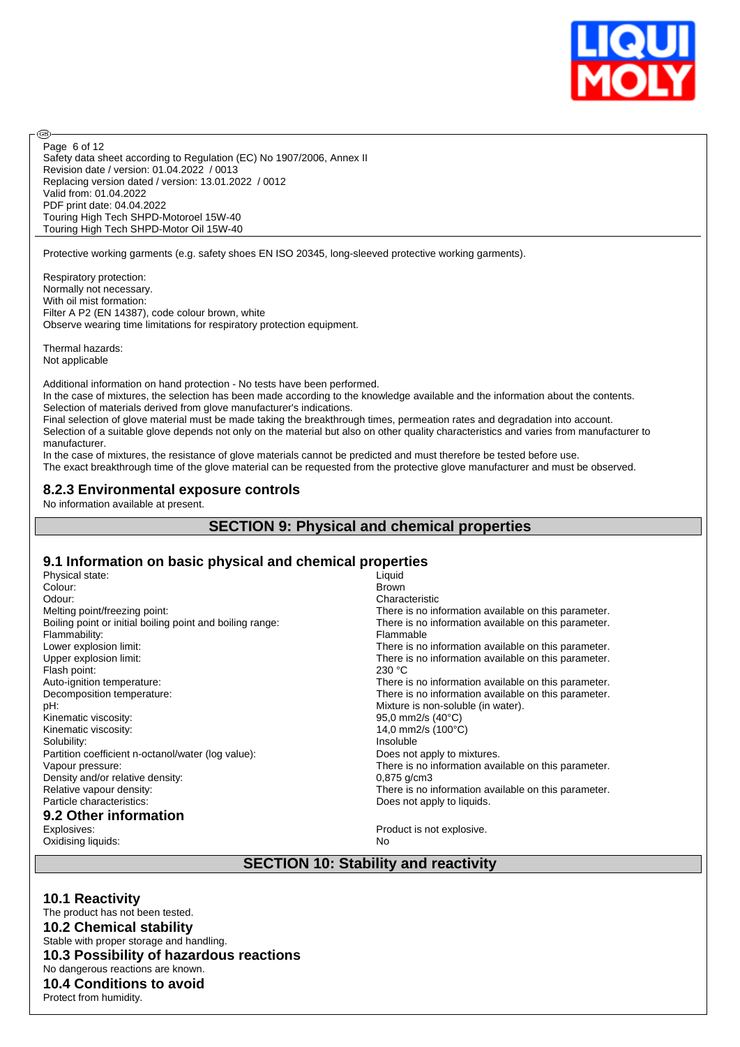Protective working garments (e.g. safety shoes EN ISO 20345, long-sleeved protective working garments).

Respiratory protection:
Normally not necessary.
With oil mist formation:
Filter A P2 (EN 14387), code colour brown, white
Observe wearing time limitations for respiratory protection equipment.

Thermal hazards:
Not applicable

Additional information on hand protection - No tests have been performed.
In the case of mixtures, the selection has been made according to the knowledge available and the information about the contents.
Selection of materials derived from glove manufacturer's indications.
Final selection of glove material must be made taking the breakthrough times, permeation rates and degradation into account.
Selection of a suitable glove depends not only on the material but also on other quality characteristics and varies from manufacturer to manufacturer.
In the case of mixtures, the resistance of glove materials cannot be predicted and must therefore be tested before use.
The exact breakthrough time of the glove material can be requested from the protective glove manufacturer and must be observed.

### 8.2.3 Environmental exposure controls

No information available at present.

## SECTION 9: Physical and chemical properties

### 9.1 Information on basic physical and chemical properties

| | |
|---|---|
| Physical state: | Liquid |
| Colour: | Brown |
| Odour: | Characteristic |
| Melting point/freezing point: | There is no information available on this parameter. |
| Boiling point or initial boiling point and boiling range: | There is no information available on this parameter. |
| Flammability: | Flammable |
| Lower explosion limit: | There is no information available on this parameter. |
| Upper explosion limit: | There is no information available on this parameter. |
| Flash point: | 230 °C |
| Auto-ignition temperature: | There is no information available on this parameter. |
| Decomposition temperature: | There is no information available on this parameter. |
| pH: | Mixture is non-soluble (in water). |
| Kinematic viscosity: | 95,0 mm2/s (40°C) |
| Kinematic viscosity: | 14,0 mm2/s (100°C) |
| Solubility: | Insoluble |
| Partition coefficient n-octanol/water (log value): | Does not apply to mixtures. |
| Vapour pressure: | There is no information available on this parameter. |
| Density and/or relative density: | 0,875 g/cm3 |
| Relative vapour density: | There is no information available on this parameter. |
| Particle characteristics: | Does not apply to liquids. |

### 9.2 Other information

| | |
|---|---|
| Explosives: | Product is not explosive. |
| Oxidising liquids: | No |

## SECTION 10: Stability and reactivity

### 10.1 Reactivity

The product has not been tested.

### 10.2 Chemical stability

Stable with proper storage and handling.

### 10.3 Possibility of hazardous reactions

No dangerous reactions are known.

### 10.4 Conditions to avoid

Protect from humidity.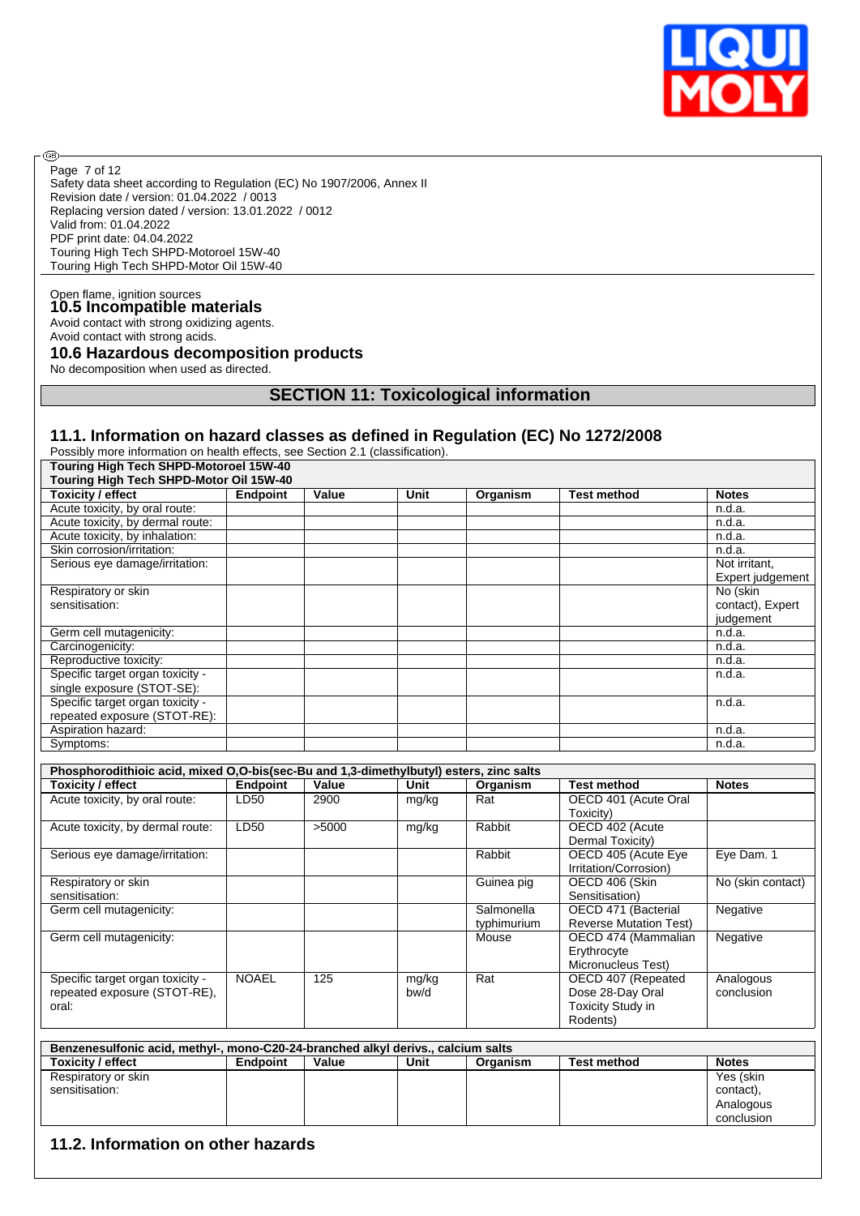Open flame, ignition sources

### 10.5 Incompatible materials

Avoid contact with strong oxidizing agents.
Avoid contact with strong acids.

### 10.6 Hazardous decomposition products

No decomposition when used as directed.

## SECTION 11: Toxicological information

### 11.1. Information on hazard classes as defined in Regulation (EC) No 1272/2008

Possibly more information on health effects, see Section 2.1 (classification).

**Touring High Tech SHPD-Motoroel 15W-40**
**Touring High Tech SHPD-Motor Oil 15W-40**

| Toxicity / effect | Endpoint | Value | Unit | Organism | Test method | Notes |
|---|---|---|---|---|---|---|
| Acute toxicity, by oral route: | | | | | | n.d.a. |
| Acute toxicity, by dermal route: | | | | | | n.d.a. |
| Acute toxicity, by inhalation: | | | | | | n.d.a. |
| Skin corrosion/irritation: | | | | | | n.d.a. |
| Serious eye damage/irritation: | | | | | | Not irritant, Expert judgement |
| Respiratory or skin sensitisation: | | | | | | No (skin contact), Expert judgement |
| Germ cell mutagenicity: | | | | | | n.d.a. |
| Carcinogenicity: | | | | | | n.d.a. |
| Reproductive toxicity: | | | | | | n.d.a. |
| Specific target organ toxicity - single exposure (STOT-SE): | | | | | | n.d.a. |
| Specific target organ toxicity - repeated exposure (STOT-RE): | | | | | | n.d.a. |
| Aspiration hazard: | | | | | | n.d.a. |
| Symptoms: | | | | | | n.d.a. |

**Phosphorodithioic acid, mixed O,O-bis(sec-Bu and 1,3-dimethylbutyl) esters, zinc salts**

| Toxicity / effect | Endpoint | Value | Unit | Organism | Test method | Notes |
|---|---|---|---|---|---|---|
| Acute toxicity, by oral route: | LD50 | 2900 | mg/kg | Rat | OECD 401 (Acute Oral Toxicity) | |
| Acute toxicity, by dermal route: | LD50 | >5000 | mg/kg | Rabbit | OECD 402 (Acute Dermal Toxicity) | |
| Serious eye damage/irritation: | | | | Rabbit | OECD 405 (Acute Eye Irritation/Corrosion) | Eye Dam. 1 |
| Respiratory or skin sensitisation: | | | | Guinea pig | OECD 406 (Skin Sensitisation) | No (skin contact) |
| Germ cell mutagenicity: | | | | Salmonella typhimurium | OECD 471 (Bacterial Reverse Mutation Test) | Negative |
| Germ cell mutagenicity: | | | | Mouse | OECD 474 (Mammalian Erythrocyte Micronucleus Test) | Negative |
| Specific target organ toxicity - repeated exposure (STOT-RE), oral: | NOAEL | 125 | mg/kg bw/d | Rat | OECD 407 (Repeated Dose 28-Day Oral Toxicity Study in Rodents) | Analogous conclusion |

**Benzenesulfonic acid, methyl-, mono-C20-24-branched alkyl derivs., calcium salts**

| Toxicity / effect | Endpoint | Value | Unit | Organism | Test method | Notes |
|---|---|---|---|---|---|---|
| Respiratory or skin sensitisation: | | | | | | Yes (skin contact), Analogous conclusion |

### 11.2. Information on other hazards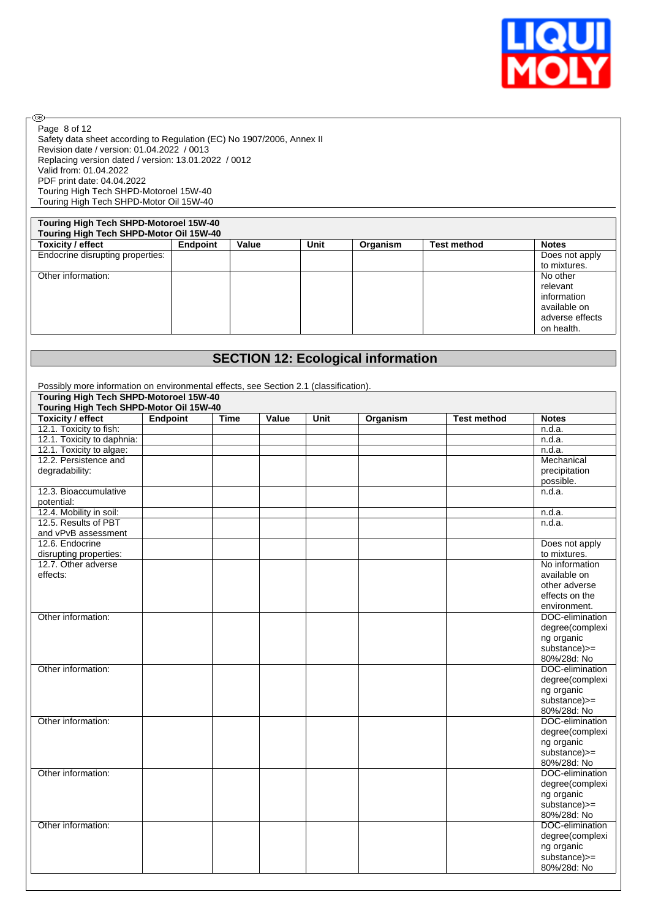Safety data sheet according to Regulation (EC) No 1907/2006, Annex II
Revision date / version: 01.04.2022 / 0013
Replacing version dated / version: 13.01.2022 / 0012
Valid from: 01.04.2022
PDF print date: 04.04.2022
Touring High Tech SHPD-Motoroel 15W-40
Touring High Tech SHPD-Motor Oil 15W-40

**Touring High Tech SHPD-Motoroel 15W-40**
**Touring High Tech SHPD-Motor Oil 15W-40**

| Toxicity / effect | Endpoint | Value | Unit | Organism | Test method | Notes |
|---|---|---|---|---|---|---|
| Endocrine disrupting properties: | | | | | | Does not apply to mixtures. |
| Other information: | | | | | | No other relevant information available on adverse effects on health. |

## SECTION 12: Ecological information

Possibly more information on environmental effects, see Section 2.1 (classification).

**Touring High Tech SHPD-Motoroel 15W-40**
**Touring High Tech SHPD-Motor Oil 15W-40**

| Toxicity / effect | Endpoint | Time | Value | Unit | Organism | Test method | Notes |
|---|---|---|---|---|---|---|---|
| 12.1. Toxicity to fish: | | | | | | | n.d.a. |
| 12.1. Toxicity to daphnia: | | | | | | | n.d.a. |
| 12.1. Toxicity to algae: | | | | | | | n.d.a. |
| 12.2. Persistence and degradability: | | | | | | | Mechanical precipitation possible. |
| 12.3. Bioaccumulative potential: | | | | | | | n.d.a. |
| 12.4. Mobility in soil: | | | | | | | n.d.a. |
| 12.5. Results of PBT and vPvB assessment | | | | | | | n.d.a. |
| 12.6. Endocrine disrupting properties: | | | | | | | Does not apply to mixtures. |
| 12.7. Other adverse effects: | | | | | | | No information available on other adverse effects on the environment. |
| Other information: | | | | | | | DOC-elimination degree(complexing organic substance)>= 80%/28d: No |
| Other information: | | | | | | | DOC-elimination degree(complexing organic substance)>= 80%/28d: No |
| Other information: | | | | | | | DOC-elimination degree(complexing organic substance)>= 80%/28d: No |
| Other information: | | | | | | | DOC-elimination degree(complexing organic substance)>= 80%/28d: No |
| Other information: | | | | | | | DOC-elimination degree(complexing organic substance)>= 80%/28d: No |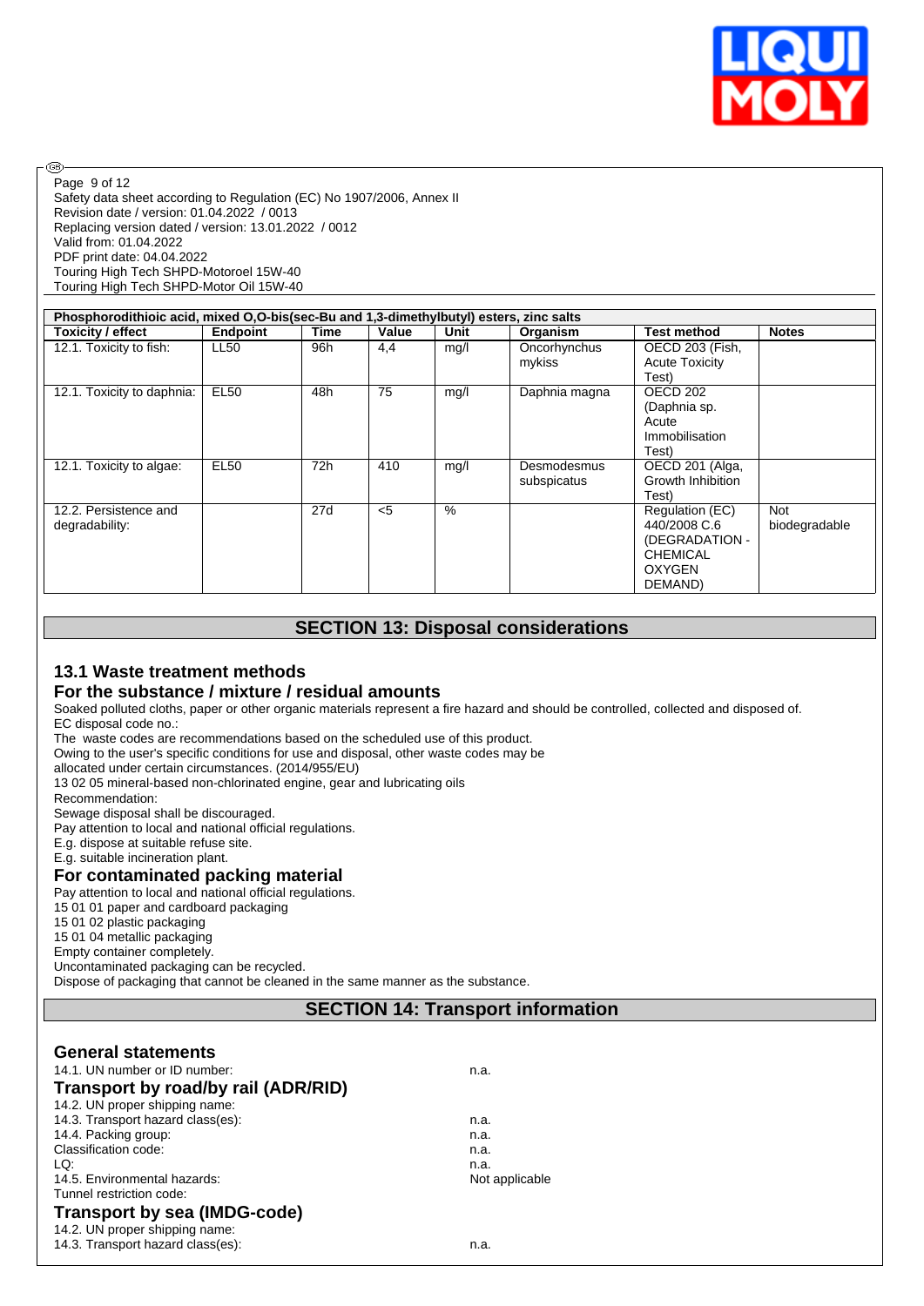| Phosphorodithioic acid, mixed O,O-bis(sec-Bu and 1,3-dimethylbutyl) esters, zinc salts | | | | | | | |
|---|---|---|---|---|---|---|---|
| **Toxicity / effect** | **Endpoint** | **Time** | **Value** | **Unit** | **Organism** | **Test method** | **Notes** |
| 12.1. Toxicity to fish: | LL50 | 96h | 4,4 | mg/l | Oncorhynchus mykiss | OECD 203 (Fish, Acute Toxicity Test) | |
| 12.1. Toxicity to daphnia: | EL50 | 48h | 75 | mg/l | Daphnia magna | OECD 202 (Daphnia sp. Acute Immobilisation Test) | |
| 12.1. Toxicity to algae: | EL50 | 72h | 410 | mg/l | Desmodesmus subspicatus | OECD 201 (Alga, Growth Inhibition Test) | |
| 12.2. Persistence and degradability: | | 27d | <5 | % | | Regulation (EC) 440/2008 C.6 (DEGRADATION - CHEMICAL OXYGEN DEMAND) | Not biodegradable |

## SECTION 13: Disposal considerations

### 13.1 Waste treatment methods

### For the substance / mixture / residual amounts

Soaked polluted cloths, paper or other organic materials represent a fire hazard and should be controlled, collected and disposed of.

EC disposal code no.:

The waste codes are recommendations based on the scheduled use of this product.

Owing to the user's specific conditions for use and disposal, other waste codes may be allocated under certain circumstances. (2014/955/EU)

13 02 05 mineral-based non-chlorinated engine, gear and lubricating oils

Recommendation:

Sewage disposal shall be discouraged.

Pay attention to local and national official regulations.

E.g. dispose at suitable refuse site.

E.g. suitable incineration plant.

### For contaminated packing material

Pay attention to local and national official regulations.

15 01 01 paper and cardboard packaging

15 01 02 plastic packaging

15 01 04 metallic packaging

Empty container completely.

Uncontaminated packaging can be recycled.

Dispose of packaging that cannot be cleaned in the same manner as the substance.

## SECTION 14: Transport information

### General statements

14.1. UN number or ID number: n.a.

### Transport by road/by rail (ADR/RID)

14.2. UN proper shipping name:

14.3. Transport hazard class(es): n.a.

14.4. Packing group: n.a.

Classification code: n.a.

LQ: n.a.

14.5. Environmental hazards: Not applicable

Tunnel restriction code:

### Transport by sea (IMDG-code)

14.2. UN proper shipping name:

14.3. Transport hazard class(es): n.a.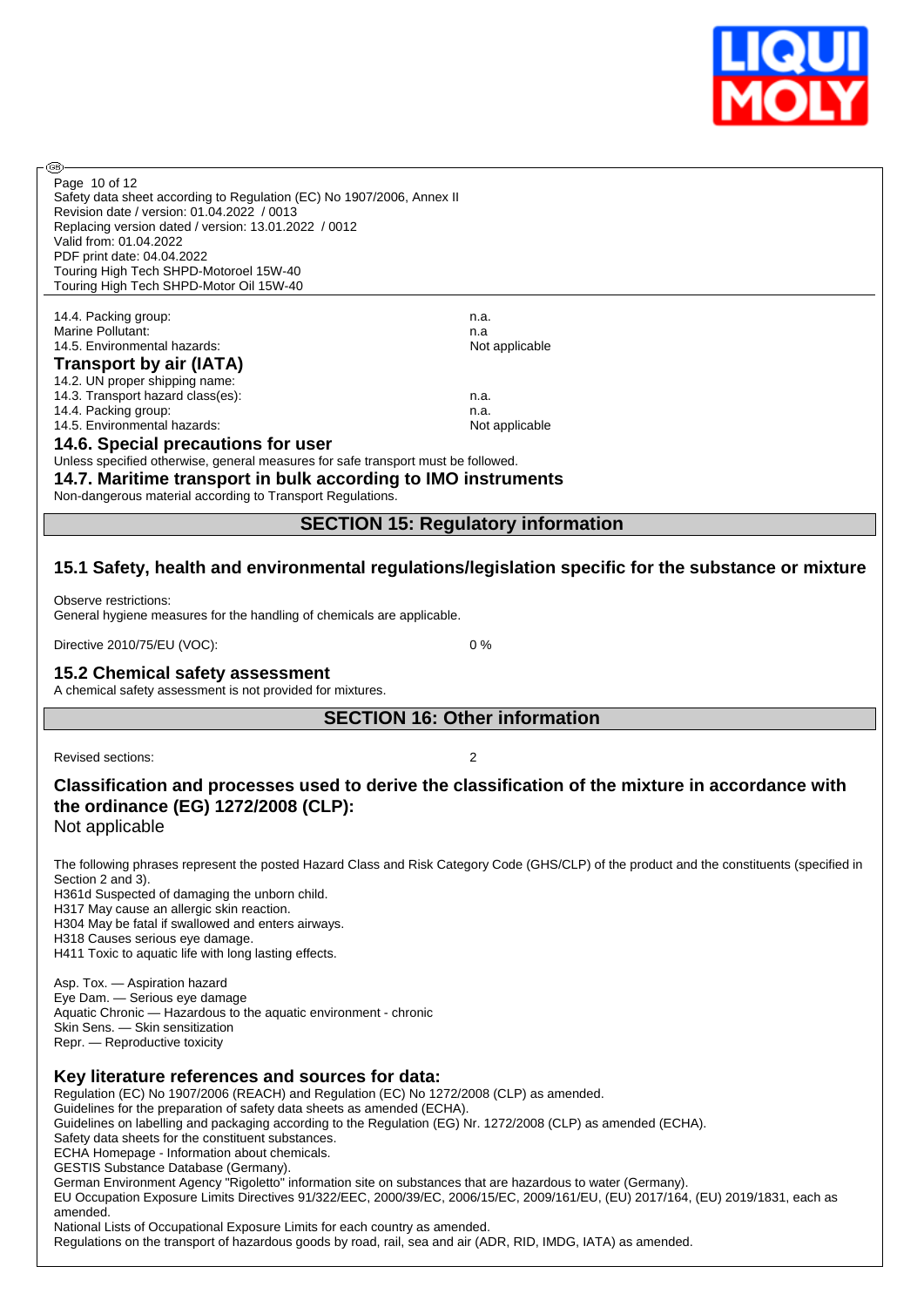| | |
|---|---|
| 14.4. Packing group: | n.a. |
| Marine Pollutant: | n.a |
| 14.5. Environmental hazards: | Not applicable |

**Transport by air (IATA)**

| | |
|---|---|
| 14.2. UN proper shipping name: | |
| 14.3. Transport hazard class(es): | n.a. |
| 14.4. Packing group: | n.a. |
| 14.5. Environmental hazards: | Not applicable |

### 14.6. Special precautions for user

Unless specified otherwise, general measures for safe transport must be followed.

### 14.7. Maritime transport in bulk according to IMO instruments

Non-dangerous material according to Transport Regulations.

## SECTION 15: Regulatory information

### 15.1 Safety, health and environmental regulations/legislation specific for the substance or mixture

Observe restrictions:
General hygiene measures for the handling of chemicals are applicable.

Directive 2010/75/EU (VOC): 0 %

### 15.2 Chemical safety assessment

A chemical safety assessment is not provided for mixtures.

## SECTION 16: Other information

Revised sections: 2

### Classification and processes used to derive the classification of the mixture in accordance with the ordinance (EG) 1272/2008 (CLP):

Not applicable

The following phrases represent the posted Hazard Class and Risk Category Code (GHS/CLP) of the product and the constituents (specified in Section 2 and 3).
H361d Suspected of damaging the unborn child.
H317 May cause an allergic skin reaction.
H304 May be fatal if swallowed and enters airways.
H318 Causes serious eye damage.
H411 Toxic to aquatic life with long lasting effects.

Asp. Tox. — Aspiration hazard
Eye Dam. — Serious eye damage
Aquatic Chronic — Hazardous to the aquatic environment - chronic
Skin Sens. — Skin sensitization
Repr. — Reproductive toxicity

### Key literature references and sources for data:

Regulation (EC) No 1907/2006 (REACH) and Regulation (EC) No 1272/2008 (CLP) as amended.
Guidelines for the preparation of safety data sheets as amended (ECHA).
Guidelines on labelling and packaging according to the Regulation (EG) Nr. 1272/2008 (CLP) as amended (ECHA).
Safety data sheets for the constituent substances.
ECHA Homepage - Information about chemicals.
GESTIS Substance Database (Germany).
German Environment Agency "Rigoletto" information site on substances that are hazardous to water (Germany).
EU Occupation Exposure Limits Directives 91/322/EEC, 2000/39/EC, 2006/15/EC, 2009/161/EU, (EU) 2017/164, (EU) 2019/1831, each as amended.
National Lists of Occupational Exposure Limits for each country as amended.
Regulations on the transport of hazardous goods by road, rail, sea and air (ADR, RID, IMDG, IATA) as amended.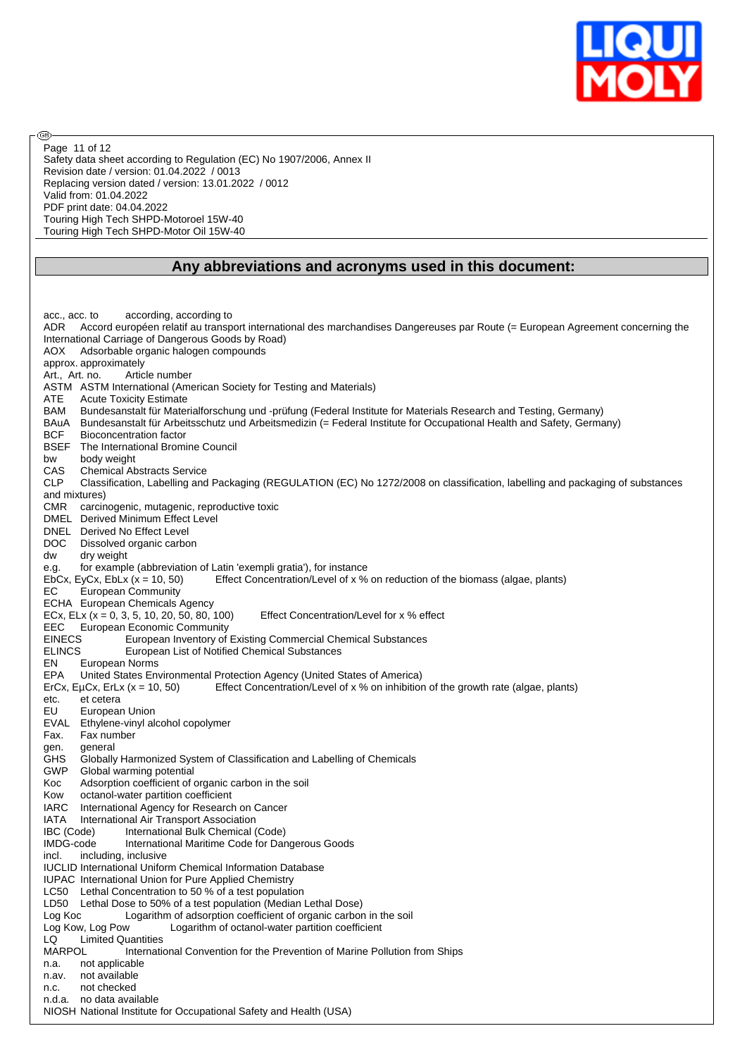## Any abbreviations and acronyms used in this document:

acc., acc. to according, according to
ADR Accord européen relatif au transport international des marchandises Dangereuses par Route (= European Agreement concerning the International Carriage of Dangerous Goods by Road)
AOX Adsorbable organic halogen compounds
approx. approximately
Art., Art. no. Article number
ASTM ASTM International (American Society for Testing and Materials)
ATE Acute Toxicity Estimate
BAM Bundesanstalt für Materialforschung und -prüfung (Federal Institute for Materials Research and Testing, Germany)
BAuA Bundesanstalt für Arbeitsschutz und Arbeitsmedizin (= Federal Institute for Occupational Health and Safety, Germany)
BCF Bioconcentration factor
BSEF The International Bromine Council
bw body weight
CAS Chemical Abstracts Service
CLP Classification, Labelling and Packaging (REGULATION (EC) No 1272/2008 on classification, labelling and packaging of substances and mixtures)
CMR carcinogenic, mutagenic, reproductive toxic
DMEL Derived Minimum Effect Level
DNEL Derived No Effect Level
DOC Dissolved organic carbon
dw dry weight
e.g. for example (abbreviation of Latin 'exempli gratia'), for instance
EbCx, EyCx, EbLx (x = 10, 50) Effect Concentration/Level of x % on reduction of the biomass (algae, plants)
EC European Community
ECHA European Chemicals Agency
ECx, ELx (x = 0, 3, 5, 10, 20, 50, 80, 100) Effect Concentration/Level for x % effect
EEC European Economic Community
EINECS European Inventory of Existing Commercial Chemical Substances
ELINCS European List of Notified Chemical Substances
EN European Norms
EPA United States Environmental Protection Agency (United States of America)
ErCx, EµCx, ErLx (x = 10, 50) Effect Concentration/Level of x % on inhibition of the growth rate (algae, plants)
etc. et cetera
EU European Union
EVAL Ethylene-vinyl alcohol copolymer
Fax. Fax number
gen. general
GHS Globally Harmonized System of Classification and Labelling of Chemicals
GWP Global warming potential
Koc Adsorption coefficient of organic carbon in the soil
Kow octanol-water partition coefficient
IARC International Agency for Research on Cancer
IATA International Air Transport Association
IBC (Code) International Bulk Chemical (Code)
IMDG-code International Maritime Code for Dangerous Goods
incl. including, inclusive
IUCLID International Uniform Chemical Information Database
IUPAC International Union for Pure Applied Chemistry
LC50 Lethal Concentration to 50 % of a test population
LD50 Lethal Dose to 50% of a test population (Median Lethal Dose)
Log Koc Logarithm of adsorption coefficient of organic carbon in the soil
Log Kow, Log Pow Logarithm of octanol-water partition coefficient
LQ Limited Quantities
MARPOL International Convention for the Prevention of Marine Pollution from Ships
n.a. not applicable
n.av. not available
n.c. not checked
n.d.a. no data available
NIOSH National Institute for Occupational Safety and Health (USA)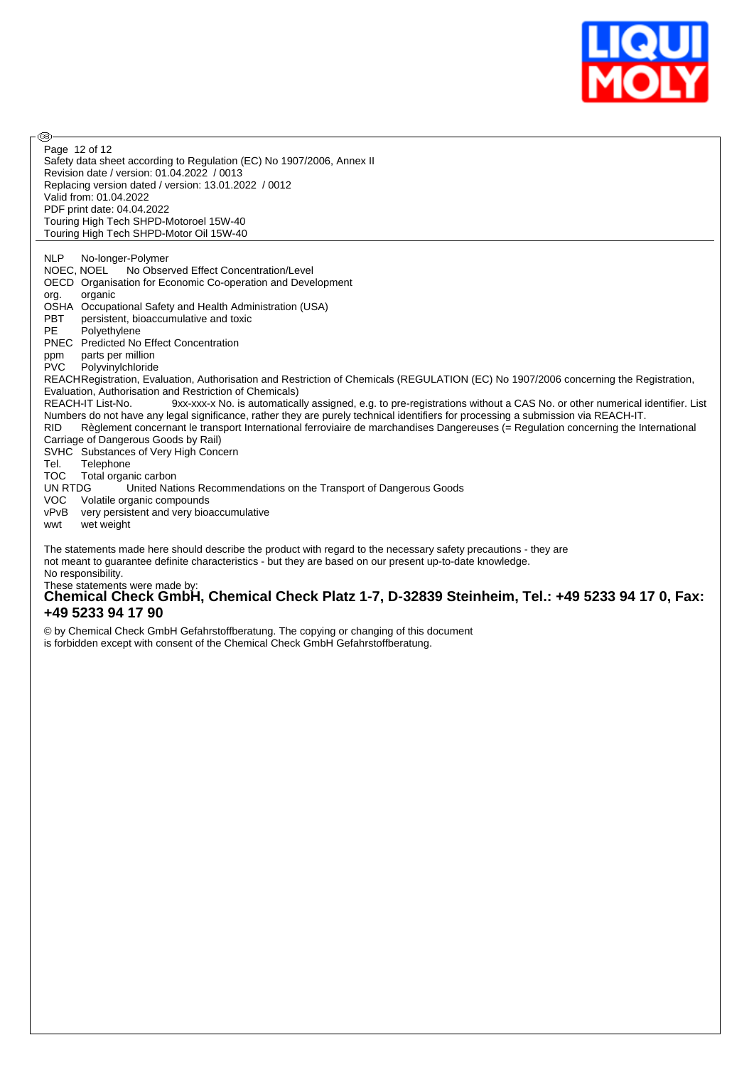NLP No-longer-Polymer
NOEC, NOEL No Observed Effect Concentration/Level
OECD Organisation for Economic Co-operation and Development
org. organic
OSHA Occupational Safety and Health Administration (USA)
PBT persistent, bioaccumulative and toxic
PE Polyethylene
PNEC Predicted No Effect Concentration
ppm parts per million
PVC Polyvinylchloride
REACH Registration, Evaluation, Authorisation and Restriction of Chemicals (REGULATION (EC) No 1907/2006 concerning the Registration, Evaluation, Authorisation and Restriction of Chemicals)
REACH-IT List-No. 9xx-xxx-x No. is automatically assigned, e.g. to pre-registrations without a CAS No. or other numerical identifier. List Numbers do not have any legal significance, rather they are purely technical identifiers for processing a submission via REACH-IT.
RID Règlement concernant le transport International ferroviaire de marchandises Dangereuses (= Regulation concerning the International Carriage of Dangerous Goods by Rail)
SVHC Substances of Very High Concern
Tel. Telephone
TOC Total organic carbon
UN RTDG United Nations Recommendations on the Transport of Dangerous Goods
VOC Volatile organic compounds
vPvB very persistent and very bioaccumulative
wwt wet weight

The statements made here should describe the product with regard to the necessary safety precautions - they are not meant to guarantee definite characteristics - but they are based on our present up-to-date knowledge.
No responsibility.
These statements were made by:

**Chemical Check GmbH, Chemical Check Platz 1-7, D-32839 Steinheim, Tel.: +49 5233 94 17 0, Fax: +49 5233 94 17 90**

© by Chemical Check GmbH Gefahrstoffberatung. The copying or changing of this document is forbidden except with consent of the Chemical Check GmbH Gefahrstoffberatung.